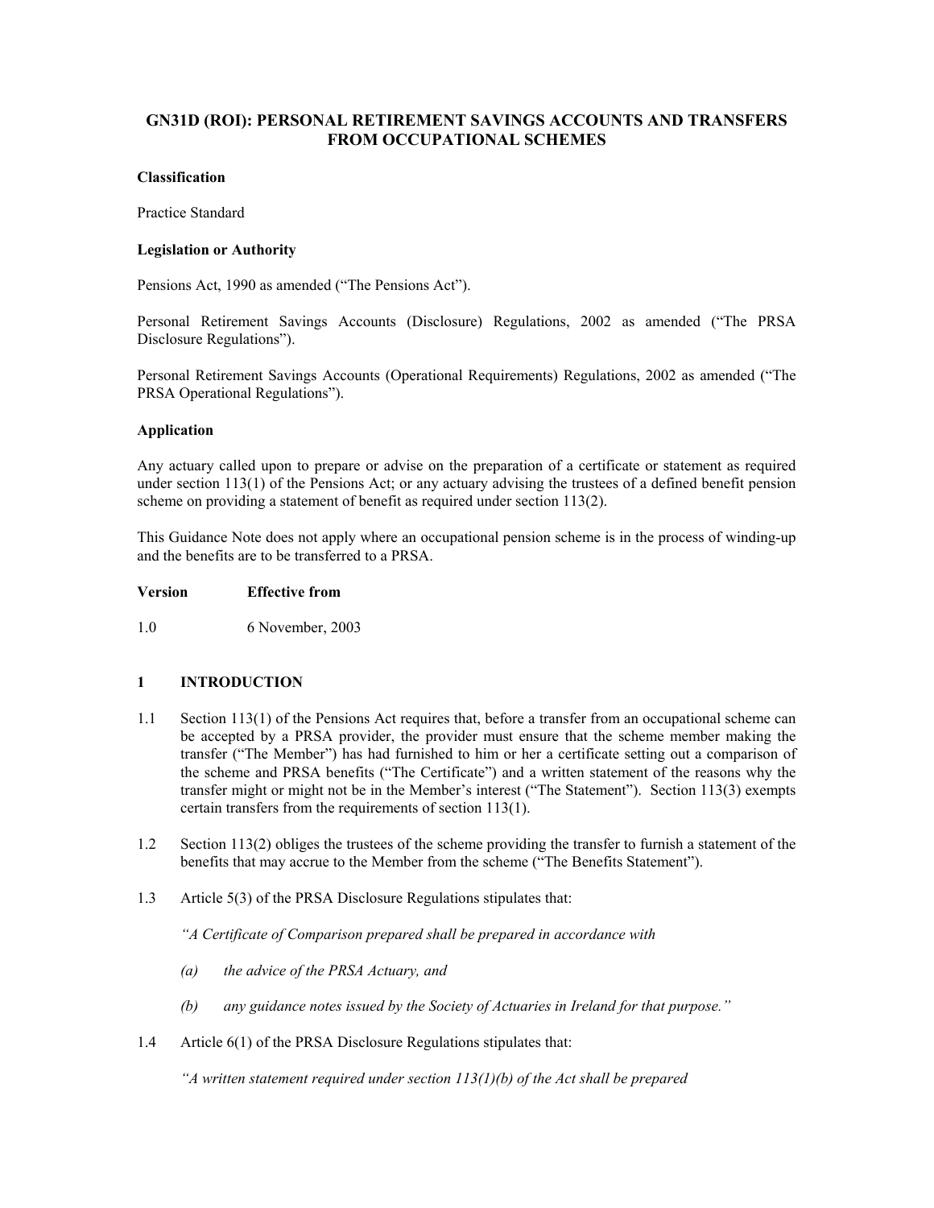# GN31D (ROI): PERSONAL RETIREMENT SAVINGS ACCOUNTS AND TRANSFERS FROM OCCUPATIONAL SCHEMES

**Classification**

Practice Standard

**Legislation or Authority**

Pensions Act, 1990 as amended ("The Pensions Act").

Personal Retirement Savings Accounts (Disclosure) Regulations, 2002 as amended ("The PRSA Disclosure Regulations").

Personal Retirement Savings Accounts (Operational Requirements) Regulations, 2002 as amended ("The PRSA Operational Regulations").

**Application**

Any actuary called upon to prepare or advise on the preparation of a certificate or statement as required under section 113(1) of the Pensions Act; or any actuary advising the trustees of a defined benefit pension scheme on providing a statement of benefit as required under section 113(2).

This Guidance Note does not apply where an occupational pension scheme is in the process of winding-up and the benefits are to be transferred to a PRSA.

| **Version** | **Effective from** |
|---|---|
| 1.0 | 6 November, 2003 |

## 1 INTRODUCTION

1.1 Section 113(1) of the Pensions Act requires that, before a transfer from an occupational scheme can be accepted by a PRSA provider, the provider must ensure that the scheme member making the transfer ("The Member") has had furnished to him or her a certificate setting out a comparison of the scheme and PRSA benefits ("The Certificate") and a written statement of the reasons why the transfer might or might not be in the Member's interest ("The Statement"). Section 113(3) exempts certain transfers from the requirements of section 113(1).

1.2 Section 113(2) obliges the trustees of the scheme providing the transfer to furnish a statement of the benefits that may accrue to the Member from the scheme ("The Benefits Statement").

1.3 Article 5(3) of the PRSA Disclosure Regulations stipulates that:

*"A Certificate of Comparison prepared shall be prepared in accordance with*

*(a) the advice of the PRSA Actuary, and*

*(b) any guidance notes issued by the Society of Actuaries in Ireland for that purpose."*

1.4 Article 6(1) of the PRSA Disclosure Regulations stipulates that:

*"A written statement required under section 113(1)(b) of the Act shall be prepared*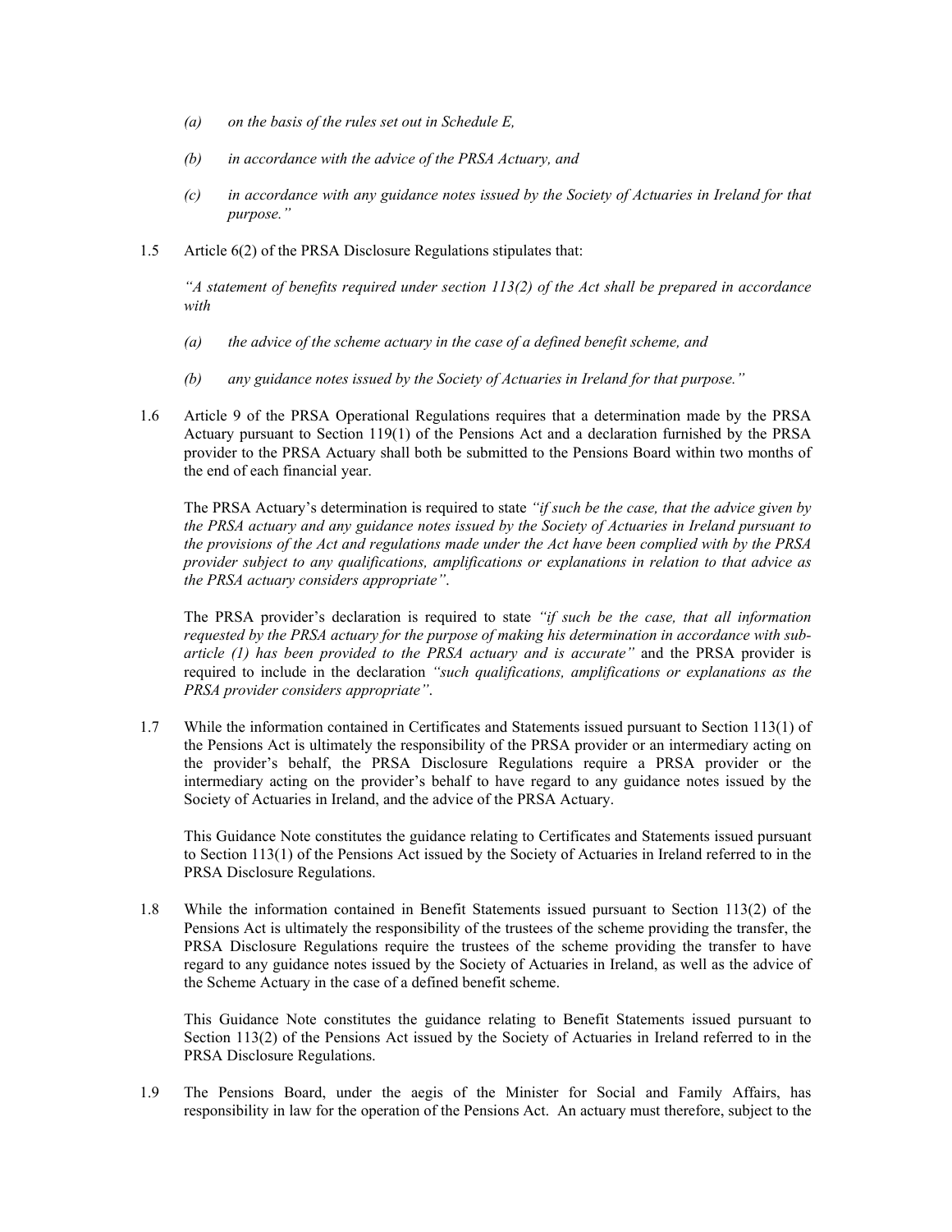*(a) on the basis of the rules set out in Schedule E,*

*(b) in accordance with the advice of the PRSA Actuary, and*

*(c) in accordance with any guidance notes issued by the Society of Actuaries in Ireland for that purpose."*

1.5 Article 6(2) of the PRSA Disclosure Regulations stipulates that:

*"A statement of benefits required under section 113(2) of the Act shall be prepared in accordance with*

*(a) the advice of the scheme actuary in the case of a defined benefit scheme, and*

*(b) any guidance notes issued by the Society of Actuaries in Ireland for that purpose."*

1.6 Article 9 of the PRSA Operational Regulations requires that a determination made by the PRSA Actuary pursuant to Section 119(1) of the Pensions Act and a declaration furnished by the PRSA provider to the PRSA Actuary shall both be submitted to the Pensions Board within two months of the end of each financial year.

The PRSA Actuary's determination is required to state *"if such be the case, that the advice given by the PRSA actuary and any guidance notes issued by the Society of Actuaries in Ireland pursuant to the provisions of the Act and regulations made under the Act have been complied with by the PRSA provider subject to any qualifications, amplifications or explanations in relation to that advice as the PRSA actuary considers appropriate"*.

The PRSA provider's declaration is required to state *"if such be the case, that all information requested by the PRSA actuary for the purpose of making his determination in accordance with sub-article (1) has been provided to the PRSA actuary and is accurate"* and the PRSA provider is required to include in the declaration *"such qualifications, amplifications or explanations as the PRSA provider considers appropriate"*.

1.7 While the information contained in Certificates and Statements issued pursuant to Section 113(1) of the Pensions Act is ultimately the responsibility of the PRSA provider or an intermediary acting on the provider's behalf, the PRSA Disclosure Regulations require a PRSA provider or the intermediary acting on the provider's behalf to have regard to any guidance notes issued by the Society of Actuaries in Ireland, and the advice of the PRSA Actuary.

This Guidance Note constitutes the guidance relating to Certificates and Statements issued pursuant to Section 113(1) of the Pensions Act issued by the Society of Actuaries in Ireland referred to in the PRSA Disclosure Regulations.

1.8 While the information contained in Benefit Statements issued pursuant to Section 113(2) of the Pensions Act is ultimately the responsibility of the trustees of the scheme providing the transfer, the PRSA Disclosure Regulations require the trustees of the scheme providing the transfer to have regard to any guidance notes issued by the Society of Actuaries in Ireland, as well as the advice of the Scheme Actuary in the case of a defined benefit scheme.

This Guidance Note constitutes the guidance relating to Benefit Statements issued pursuant to Section 113(2) of the Pensions Act issued by the Society of Actuaries in Ireland referred to in the PRSA Disclosure Regulations.

1.9 The Pensions Board, under the aegis of the Minister for Social and Family Affairs, has responsibility in law for the operation of the Pensions Act. An actuary must therefore, subject to the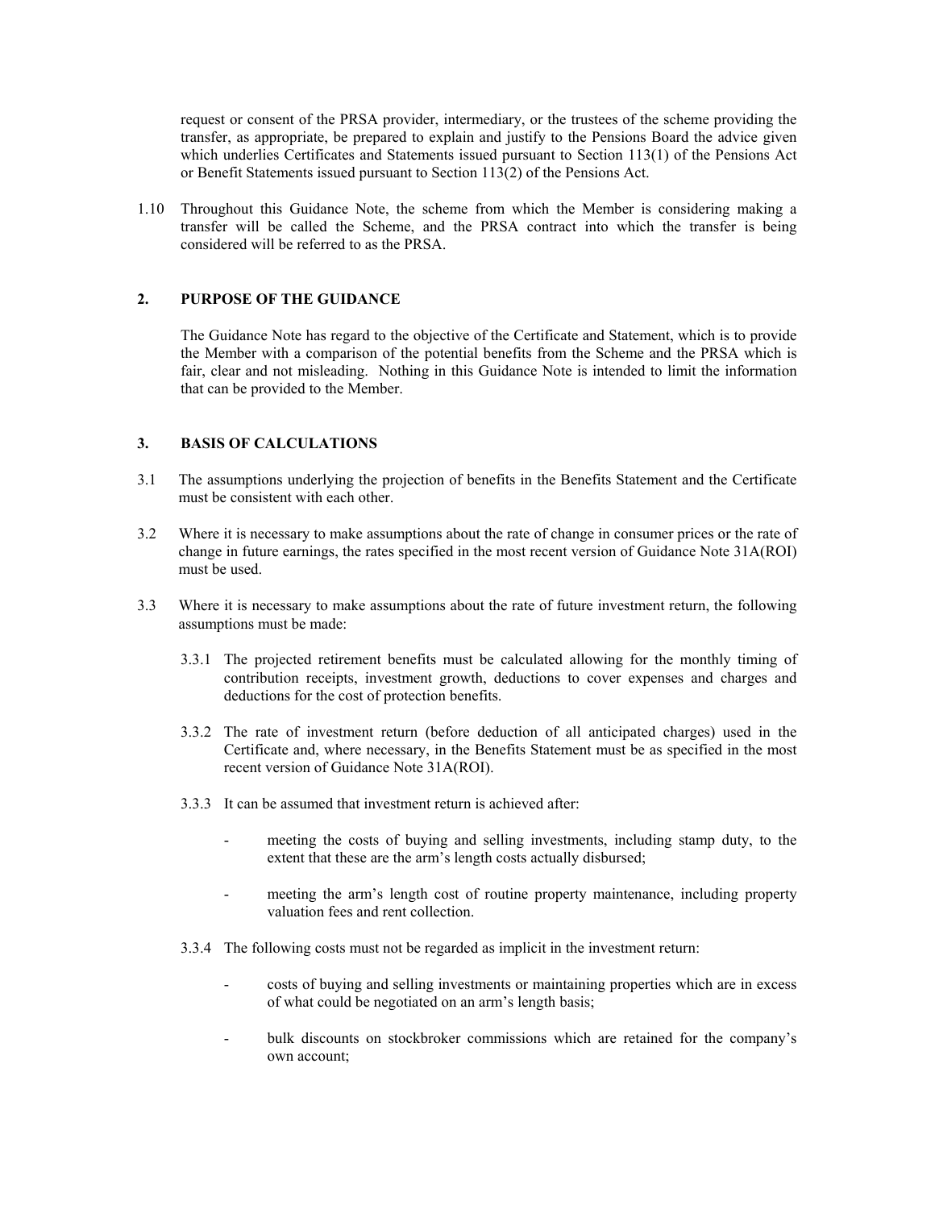request or consent of the PRSA provider, intermediary, or the trustees of the scheme providing the transfer, as appropriate, be prepared to explain and justify to the Pensions Board the advice given which underlies Certificates and Statements issued pursuant to Section 113(1) of the Pensions Act or Benefit Statements issued pursuant to Section 113(2) of the Pensions Act.

1.10 Throughout this Guidance Note, the scheme from which the Member is considering making a transfer will be called the Scheme, and the PRSA contract into which the transfer is being considered will be referred to as the PRSA.

## 2. PURPOSE OF THE GUIDANCE

The Guidance Note has regard to the objective of the Certificate and Statement, which is to provide the Member with a comparison of the potential benefits from the Scheme and the PRSA which is fair, clear and not misleading. Nothing in this Guidance Note is intended to limit the information that can be provided to the Member.

## 3. BASIS OF CALCULATIONS

3.1 The assumptions underlying the projection of benefits in the Benefits Statement and the Certificate must be consistent with each other.

3.2 Where it is necessary to make assumptions about the rate of change in consumer prices or the rate of change in future earnings, the rates specified in the most recent version of Guidance Note 31A(ROI) must be used.

3.3 Where it is necessary to make assumptions about the rate of future investment return, the following assumptions must be made:

3.3.1 The projected retirement benefits must be calculated allowing for the monthly timing of contribution receipts, investment growth, deductions to cover expenses and charges and deductions for the cost of protection benefits.

3.3.2 The rate of investment return (before deduction of all anticipated charges) used in the Certificate and, where necessary, in the Benefits Statement must be as specified in the most recent version of Guidance Note 31A(ROI).

3.3.3 It can be assumed that investment return is achieved after:

- meeting the costs of buying and selling investments, including stamp duty, to the extent that these are the arm's length costs actually disbursed;
- meeting the arm's length cost of routine property maintenance, including property valuation fees and rent collection.

3.3.4 The following costs must not be regarded as implicit in the investment return:

- costs of buying and selling investments or maintaining properties which are in excess of what could be negotiated on an arm's length basis;
- bulk discounts on stockbroker commissions which are retained for the company's own account;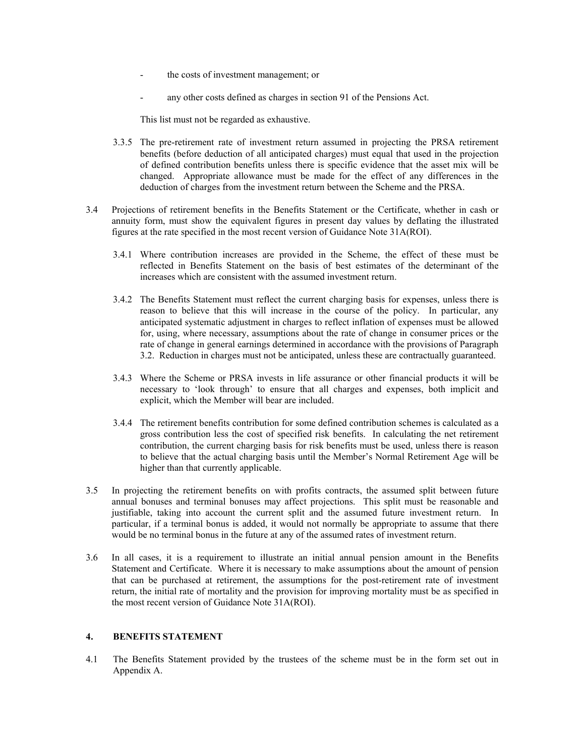- the costs of investment management; or

- any other costs defined as charges in section 91 of the Pensions Act.

This list must not be regarded as exhaustive.

3.3.5 The pre-retirement rate of investment return assumed in projecting the PRSA retirement benefits (before deduction of all anticipated charges) must equal that used in the projection of defined contribution benefits unless there is specific evidence that the asset mix will be changed. Appropriate allowance must be made for the effect of any differences in the deduction of charges from the investment return between the Scheme and the PRSA.

3.4 Projections of retirement benefits in the Benefits Statement or the Certificate, whether in cash or annuity form, must show the equivalent figures in present day values by deflating the illustrated figures at the rate specified in the most recent version of Guidance Note 31A(ROI).

3.4.1 Where contribution increases are provided in the Scheme, the effect of these must be reflected in Benefits Statement on the basis of best estimates of the determinant of the increases which are consistent with the assumed investment return.

3.4.2 The Benefits Statement must reflect the current charging basis for expenses, unless there is reason to believe that this will increase in the course of the policy. In particular, any anticipated systematic adjustment in charges to reflect inflation of expenses must be allowed for, using, where necessary, assumptions about the rate of change in consumer prices or the rate of change in general earnings determined in accordance with the provisions of Paragraph 3.2. Reduction in charges must not be anticipated, unless these are contractually guaranteed.

3.4.3 Where the Scheme or PRSA invests in life assurance or other financial products it will be necessary to 'look through' to ensure that all charges and expenses, both implicit and explicit, which the Member will bear are included.

3.4.4 The retirement benefits contribution for some defined contribution schemes is calculated as a gross contribution less the cost of specified risk benefits. In calculating the net retirement contribution, the current charging basis for risk benefits must be used, unless there is reason to believe that the actual charging basis until the Member's Normal Retirement Age will be higher than that currently applicable.

3.5 In projecting the retirement benefits on with profits contracts, the assumed split between future annual bonuses and terminal bonuses may affect projections. This split must be reasonable and justifiable, taking into account the current split and the assumed future investment return. In particular, if a terminal bonus is added, it would not normally be appropriate to assume that there would be no terminal bonus in the future at any of the assumed rates of investment return.

3.6 In all cases, it is a requirement to illustrate an initial annual pension amount in the Benefits Statement and Certificate. Where it is necessary to make assumptions about the amount of pension that can be purchased at retirement, the assumptions for the post-retirement rate of investment return, the initial rate of mortality and the provision for improving mortality must be as specified in the most recent version of Guidance Note 31A(ROI).

## 4. BENEFITS STATEMENT

4.1 The Benefits Statement provided by the trustees of the scheme must be in the form set out in Appendix A.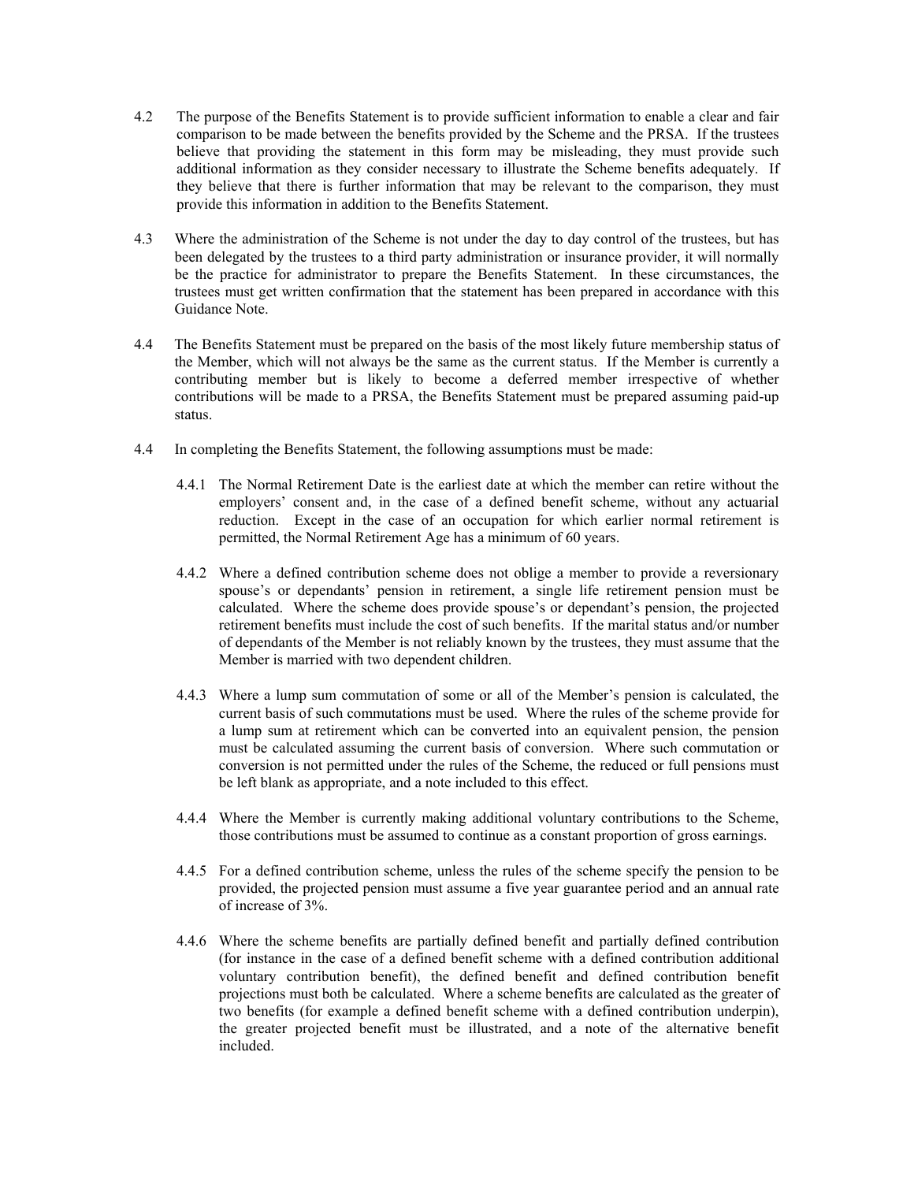4.2 The purpose of the Benefits Statement is to provide sufficient information to enable a clear and fair comparison to be made between the benefits provided by the Scheme and the PRSA. If the trustees believe that providing the statement in this form may be misleading, they must provide such additional information as they consider necessary to illustrate the Scheme benefits adequately. If they believe that there is further information that may be relevant to the comparison, they must provide this information in addition to the Benefits Statement.

4.3 Where the administration of the Scheme is not under the day to day control of the trustees, but has been delegated by the trustees to a third party administration or insurance provider, it will normally be the practice for administrator to prepare the Benefits Statement. In these circumstances, the trustees must get written confirmation that the statement has been prepared in accordance with this Guidance Note.

4.4 The Benefits Statement must be prepared on the basis of the most likely future membership status of the Member, which will not always be the same as the current status. If the Member is currently a contributing member but is likely to become a deferred member irrespective of whether contributions will be made to a PRSA, the Benefits Statement must be prepared assuming paid-up status.

4.4 In completing the Benefits Statement, the following assumptions must be made:

4.4.1 The Normal Retirement Date is the earliest date at which the member can retire without the employers' consent and, in the case of a defined benefit scheme, without any actuarial reduction. Except in the case of an occupation for which earlier normal retirement is permitted, the Normal Retirement Age has a minimum of 60 years.

4.4.2 Where a defined contribution scheme does not oblige a member to provide a reversionary spouse's or dependants' pension in retirement, a single life retirement pension must be calculated. Where the scheme does provide spouse's or dependant's pension, the projected retirement benefits must include the cost of such benefits. If the marital status and/or number of dependants of the Member is not reliably known by the trustees, they must assume that the Member is married with two dependent children.

4.4.3 Where a lump sum commutation of some or all of the Member's pension is calculated, the current basis of such commutations must be used. Where the rules of the scheme provide for a lump sum at retirement which can be converted into an equivalent pension, the pension must be calculated assuming the current basis of conversion. Where such commutation or conversion is not permitted under the rules of the Scheme, the reduced or full pensions must be left blank as appropriate, and a note included to this effect.

4.4.4 Where the Member is currently making additional voluntary contributions to the Scheme, those contributions must be assumed to continue as a constant proportion of gross earnings.

4.4.5 For a defined contribution scheme, unless the rules of the scheme specify the pension to be provided, the projected pension must assume a five year guarantee period and an annual rate of increase of 3%.

4.4.6 Where the scheme benefits are partially defined benefit and partially defined contribution (for instance in the case of a defined benefit scheme with a defined contribution additional voluntary contribution benefit), the defined benefit and defined contribution benefit projections must both be calculated. Where a scheme benefits are calculated as the greater of two benefits (for example a defined benefit scheme with a defined contribution underpin), the greater projected benefit must be illustrated, and a note of the alternative benefit included.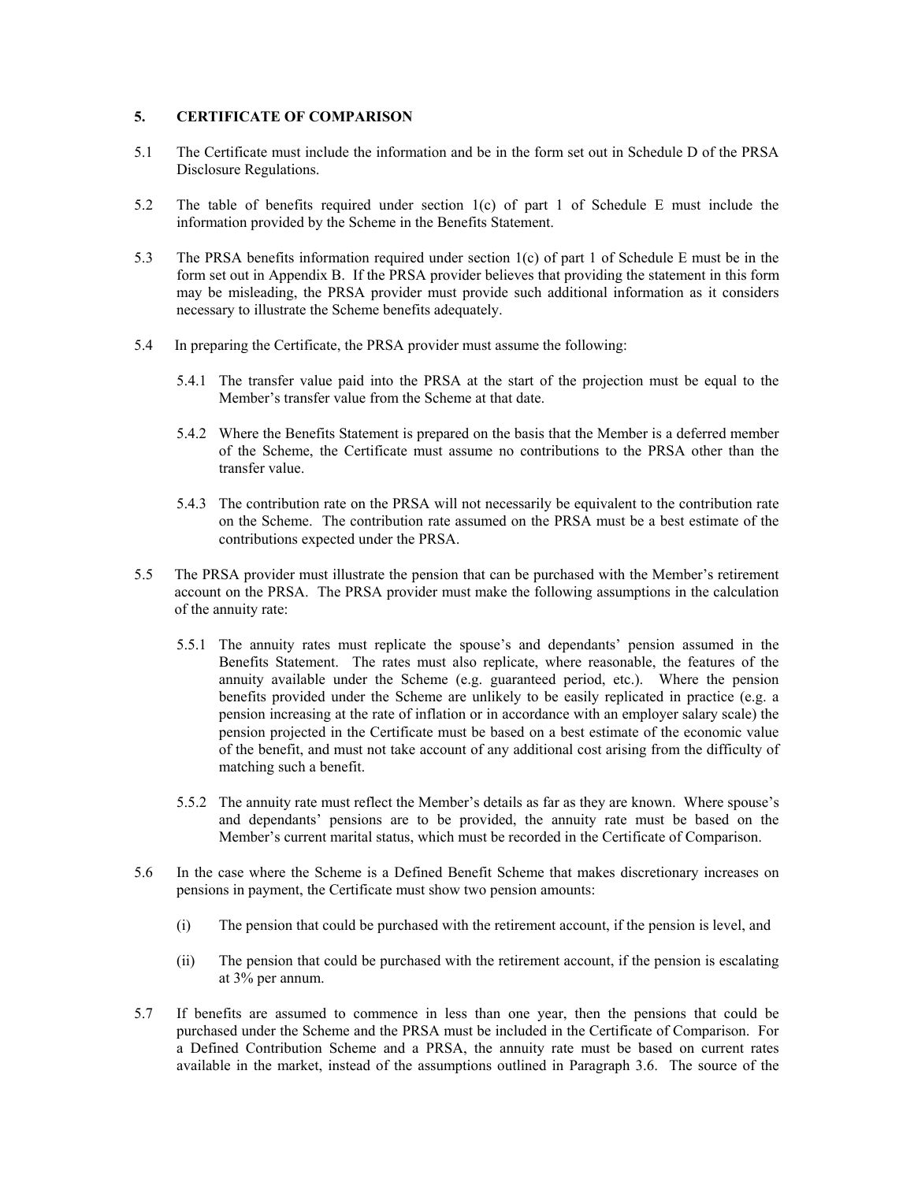## 5. CERTIFICATE OF COMPARISON

5.1 The Certificate must include the information and be in the form set out in Schedule D of the PRSA Disclosure Regulations.

5.2 The table of benefits required under section 1(c) of part 1 of Schedule E must include the information provided by the Scheme in the Benefits Statement.

5.3 The PRSA benefits information required under section 1(c) of part 1 of Schedule E must be in the form set out in Appendix B. If the PRSA provider believes that providing the statement in this form may be misleading, the PRSA provider must provide such additional information as it considers necessary to illustrate the Scheme benefits adequately.

5.4 In preparing the Certificate, the PRSA provider must assume the following:

5.4.1 The transfer value paid into the PRSA at the start of the projection must be equal to the Member's transfer value from the Scheme at that date.

5.4.2 Where the Benefits Statement is prepared on the basis that the Member is a deferred member of the Scheme, the Certificate must assume no contributions to the PRSA other than the transfer value.

5.4.3 The contribution rate on the PRSA will not necessarily be equivalent to the contribution rate on the Scheme. The contribution rate assumed on the PRSA must be a best estimate of the contributions expected under the PRSA.

5.5 The PRSA provider must illustrate the pension that can be purchased with the Member's retirement account on the PRSA. The PRSA provider must make the following assumptions in the calculation of the annuity rate:

5.5.1 The annuity rates must replicate the spouse's and dependants' pension assumed in the Benefits Statement. The rates must also replicate, where reasonable, the features of the annuity available under the Scheme (e.g. guaranteed period, etc.). Where the pension benefits provided under the Scheme are unlikely to be easily replicated in practice (e.g. a pension increasing at the rate of inflation or in accordance with an employer salary scale) the pension projected in the Certificate must be based on a best estimate of the economic value of the benefit, and must not take account of any additional cost arising from the difficulty of matching such a benefit.

5.5.2 The annuity rate must reflect the Member's details as far as they are known. Where spouse's and dependants' pensions are to be provided, the annuity rate must be based on the Member's current marital status, which must be recorded in the Certificate of Comparison.

5.6 In the case where the Scheme is a Defined Benefit Scheme that makes discretionary increases on pensions in payment, the Certificate must show two pension amounts:

(i) The pension that could be purchased with the retirement account, if the pension is level, and

(ii) The pension that could be purchased with the retirement account, if the pension is escalating at 3% per annum.

5.7 If benefits are assumed to commence in less than one year, then the pensions that could be purchased under the Scheme and the PRSA must be included in the Certificate of Comparison. For a Defined Contribution Scheme and a PRSA, the annuity rate must be based on current rates available in the market, instead of the assumptions outlined in Paragraph 3.6. The source of the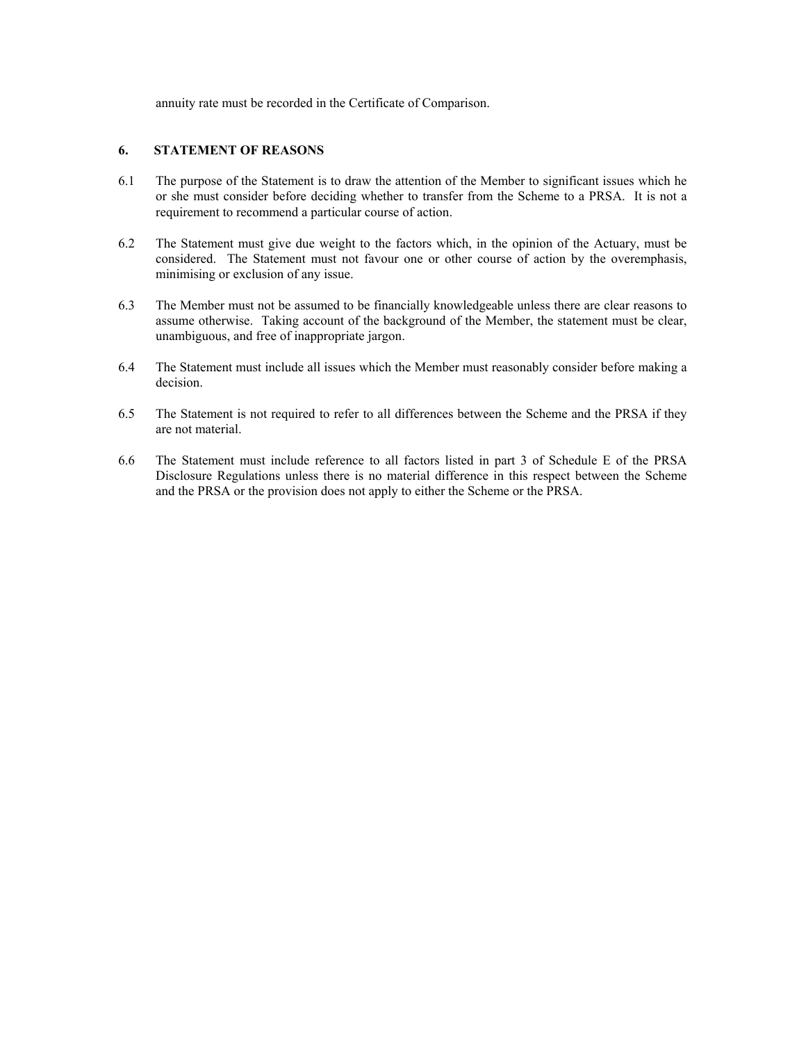annuity rate must be recorded in the Certificate of Comparison.

## 6. STATEMENT OF REASONS

6.1 The purpose of the Statement is to draw the attention of the Member to significant issues which he or she must consider before deciding whether to transfer from the Scheme to a PRSA. It is not a requirement to recommend a particular course of action.

6.2 The Statement must give due weight to the factors which, in the opinion of the Actuary, must be considered. The Statement must not favour one or other course of action by the overemphasis, minimising or exclusion of any issue.

6.3 The Member must not be assumed to be financially knowledgeable unless there are clear reasons to assume otherwise. Taking account of the background of the Member, the statement must be clear, unambiguous, and free of inappropriate jargon.

6.4 The Statement must include all issues which the Member must reasonably consider before making a decision.

6.5 The Statement is not required to refer to all differences between the Scheme and the PRSA if they are not material.

6.6 The Statement must include reference to all factors listed in part 3 of Schedule E of the PRSA Disclosure Regulations unless there is no material difference in this respect between the Scheme and the PRSA or the provision does not apply to either the Scheme or the PRSA.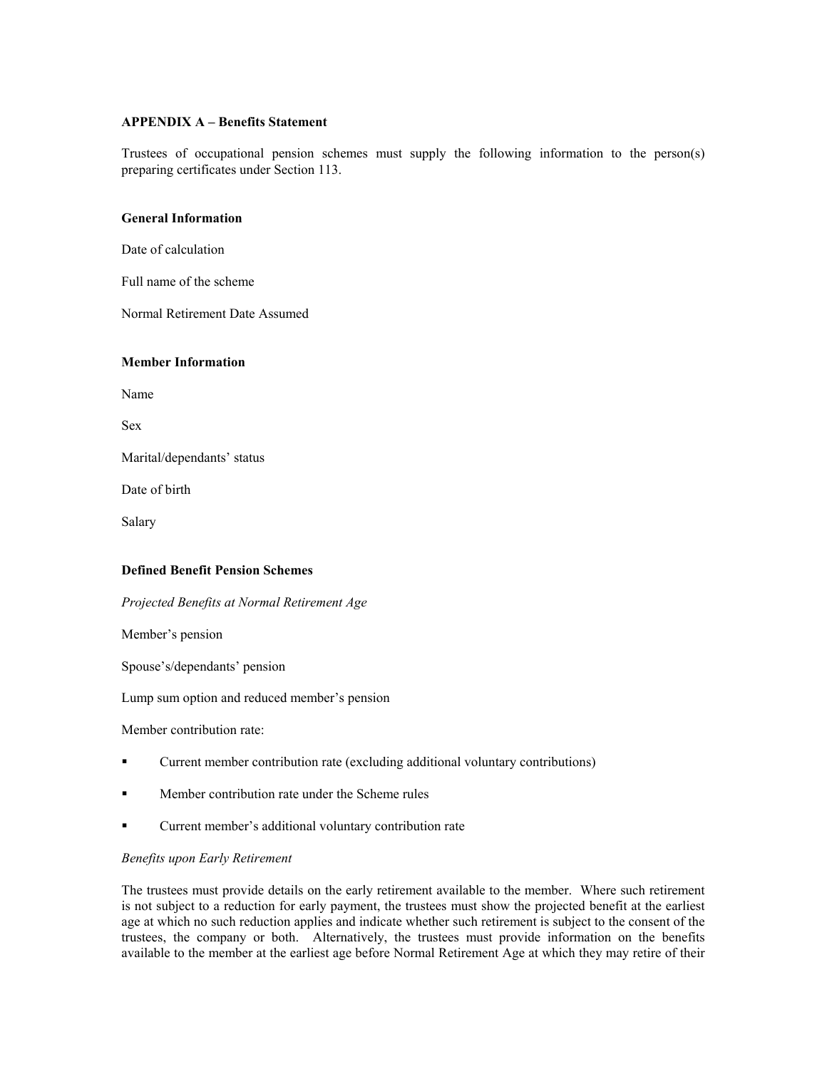## APPENDIX A – Benefits Statement

Trustees of occupational pension schemes must supply the following information to the person(s) preparing certificates under Section 113.

### General Information

Date of calculation

Full name of the scheme

Normal Retirement Date Assumed

### Member Information

Name

Sex

Marital/dependants' status

Date of birth

Salary

### Defined Benefit Pension Schemes

*Projected Benefits at Normal Retirement Age*

Member's pension

Spouse's/dependants' pension

Lump sum option and reduced member's pension

Member contribution rate:

- Current member contribution rate (excluding additional voluntary contributions)
- Member contribution rate under the Scheme rules
- Current member's additional voluntary contribution rate

*Benefits upon Early Retirement*

The trustees must provide details on the early retirement available to the member. Where such retirement is not subject to a reduction for early payment, the trustees must show the projected benefit at the earliest age at which no such reduction applies and indicate whether such retirement is subject to the consent of the trustees, the company or both. Alternatively, the trustees must provide information on the benefits available to the member at the earliest age before Normal Retirement Age at which they may retire of their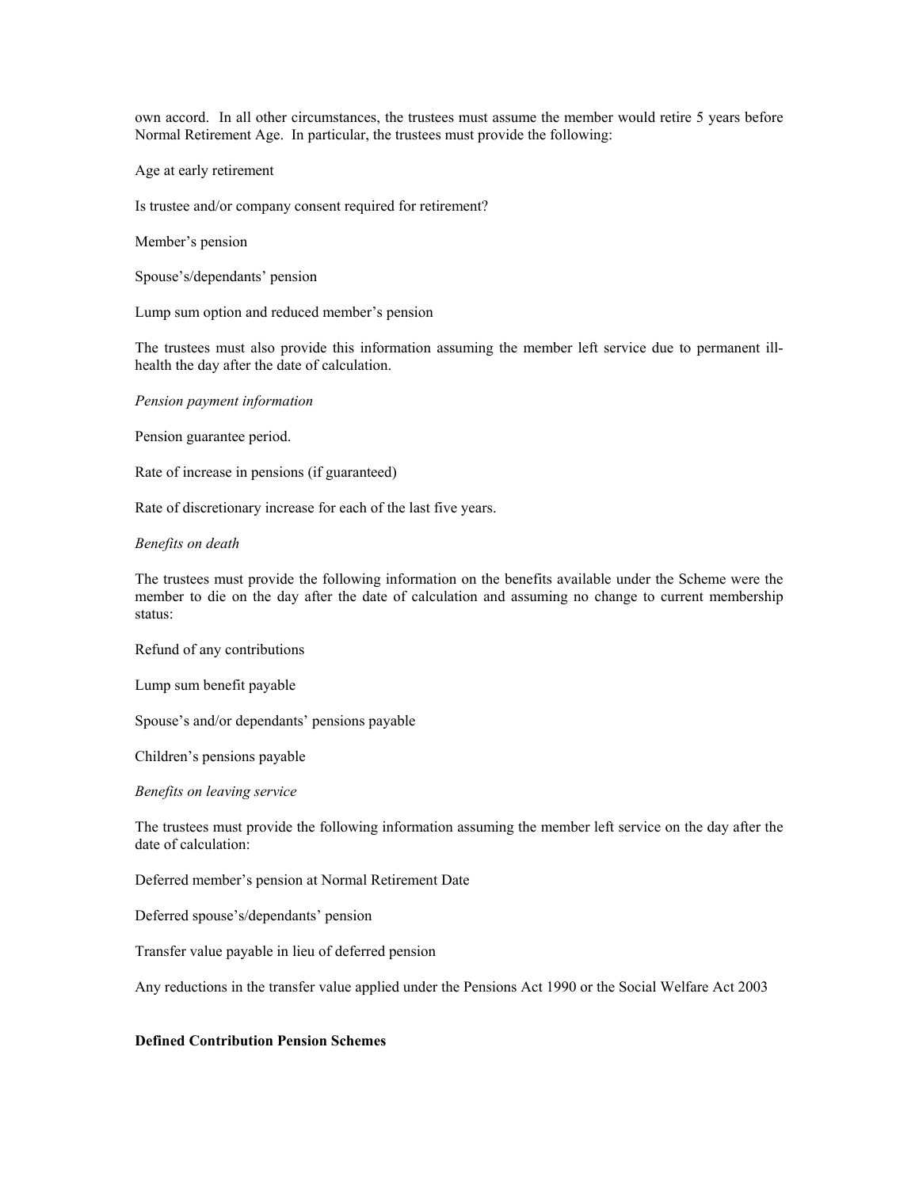own accord. In all other circumstances, the trustees must assume the member would retire 5 years before Normal Retirement Age. In particular, the trustees must provide the following:

Age at early retirement

Is trustee and/or company consent required for retirement?

Member's pension

Spouse's/dependants' pension

Lump sum option and reduced member's pension

The trustees must also provide this information assuming the member left service due to permanent ill-health the day after the date of calculation.

*Pension payment information*

Pension guarantee period.

Rate of increase in pensions (if guaranteed)

Rate of discretionary increase for each of the last five years.

*Benefits on death*

The trustees must provide the following information on the benefits available under the Scheme were the member to die on the day after the date of calculation and assuming no change to current membership status:

Refund of any contributions

Lump sum benefit payable

Spouse's and/or dependants' pensions payable

Children's pensions payable

*Benefits on leaving service*

The trustees must provide the following information assuming the member left service on the day after the date of calculation:

Deferred member's pension at Normal Retirement Date

Deferred spouse's/dependants' pension

Transfer value payable in lieu of deferred pension

Any reductions in the transfer value applied under the Pensions Act 1990 or the Social Welfare Act 2003

**Defined Contribution Pension Schemes**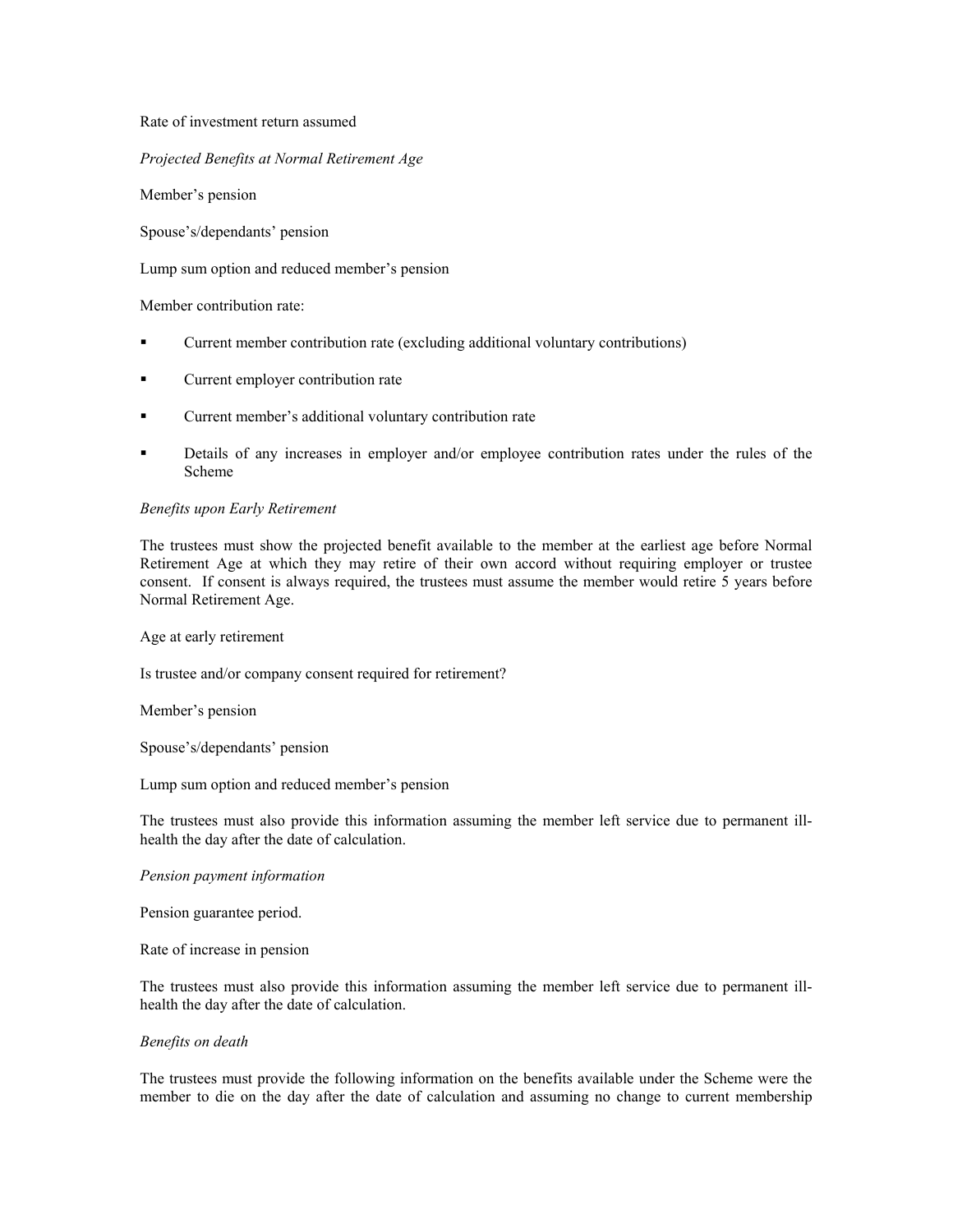Rate of investment return assumed

*Projected Benefits at Normal Retirement Age*

Member's pension

Spouse's/dependants' pension

Lump sum option and reduced member's pension

Member contribution rate:

- Current member contribution rate (excluding additional voluntary contributions)
- Current employer contribution rate
- Current member's additional voluntary contribution rate
- Details of any increases in employer and/or employee contribution rates under the rules of the Scheme

*Benefits upon Early Retirement*

The trustees must show the projected benefit available to the member at the earliest age before Normal Retirement Age at which they may retire of their own accord without requiring employer or trustee consent. If consent is always required, the trustees must assume the member would retire 5 years before Normal Retirement Age.

Age at early retirement

Is trustee and/or company consent required for retirement?

Member's pension

Spouse's/dependants' pension

Lump sum option and reduced member's pension

The trustees must also provide this information assuming the member left service due to permanent ill-health the day after the date of calculation.

*Pension payment information*

Pension guarantee period.

Rate of increase in pension

The trustees must also provide this information assuming the member left service due to permanent ill-health the day after the date of calculation.

*Benefits on death*

The trustees must provide the following information on the benefits available under the Scheme were the member to die on the day after the date of calculation and assuming no change to current membership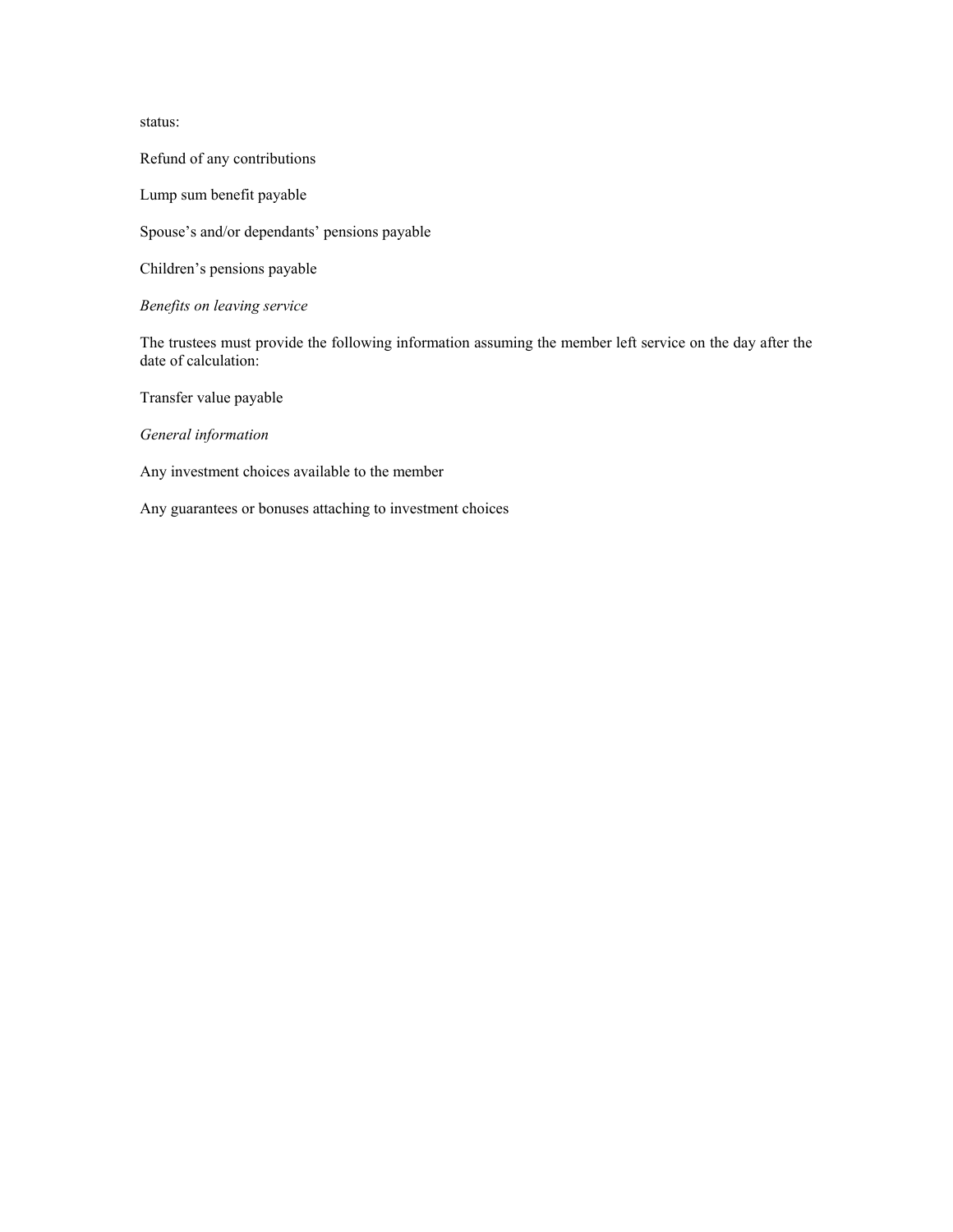status:

Refund of any contributions

Lump sum benefit payable

Spouse's and/or dependants' pensions payable

Children's pensions payable

*Benefits on leaving service*

The trustees must provide the following information assuming the member left service on the day after the date of calculation:

Transfer value payable

*General information*

Any investment choices available to the member

Any guarantees or bonuses attaching to investment choices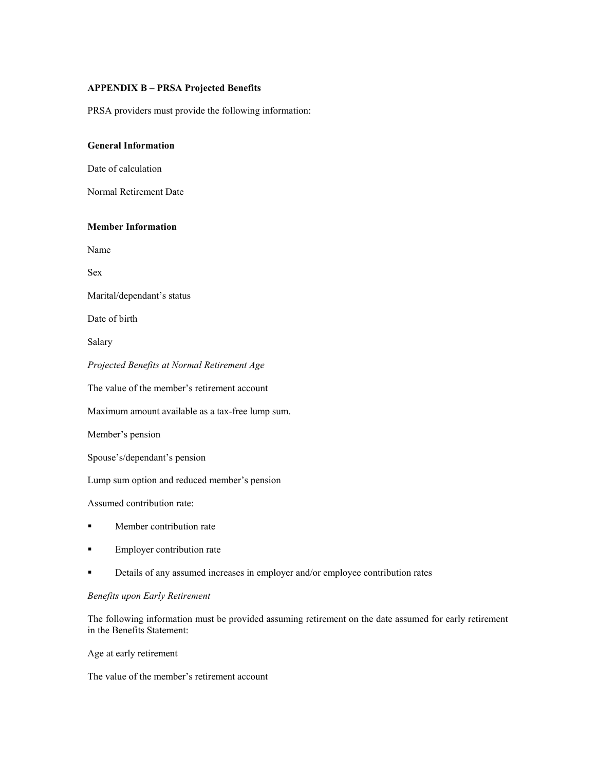**APPENDIX B – PRSA Projected Benefits**

PRSA providers must provide the following information:

**General Information**

Date of calculation

Normal Retirement Date

**Member Information**

Name

Sex

Marital/dependant's status

Date of birth

Salary

*Projected Benefits at Normal Retirement Age*

The value of the member's retirement account

Maximum amount available as a tax-free lump sum.

Member's pension

Spouse's/dependant's pension

Lump sum option and reduced member's pension

Assumed contribution rate:

- Member contribution rate
- Employer contribution rate
- Details of any assumed increases in employer and/or employee contribution rates

*Benefits upon Early Retirement*

The following information must be provided assuming retirement on the date assumed for early retirement in the Benefits Statement:

Age at early retirement

The value of the member's retirement account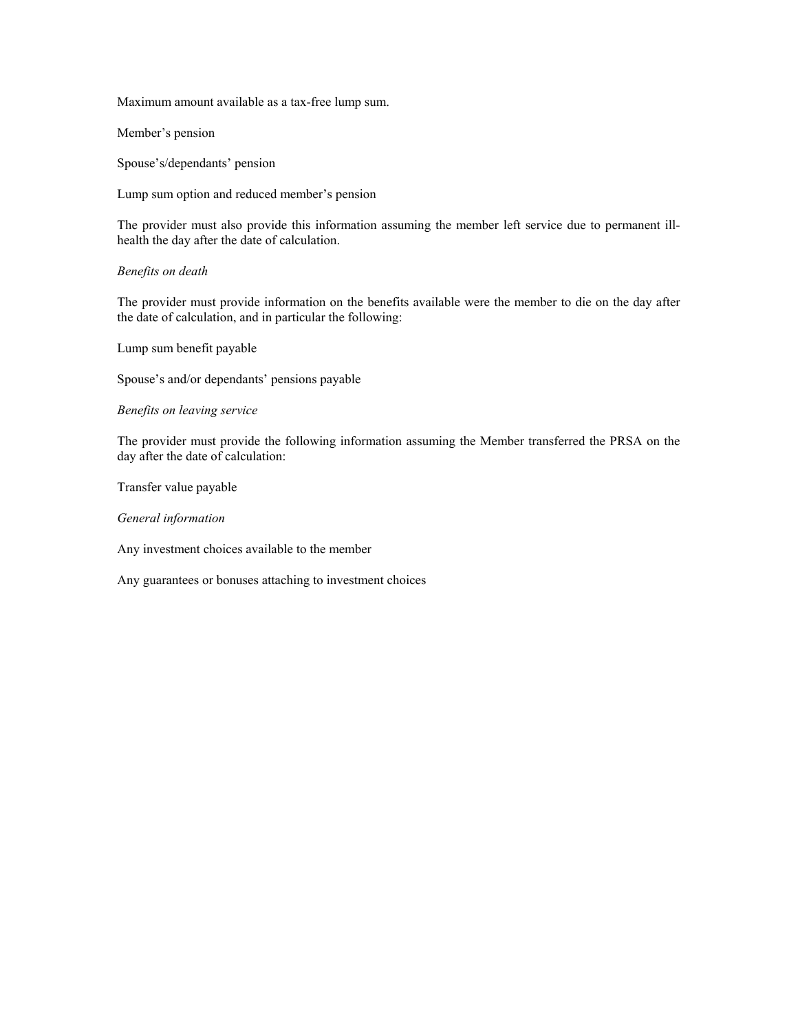Maximum amount available as a tax-free lump sum.

Member's pension

Spouse's/dependants' pension

Lump sum option and reduced member's pension

The provider must also provide this information assuming the member left service due to permanent ill-health the day after the date of calculation.

*Benefits on death*

The provider must provide information on the benefits available were the member to die on the day after the date of calculation, and in particular the following:

Lump sum benefit payable

Spouse's and/or dependants' pensions payable

*Benefits on leaving service*

The provider must provide the following information assuming the Member transferred the PRSA on the day after the date of calculation:

Transfer value payable

*General information*

Any investment choices available to the member

Any guarantees or bonuses attaching to investment choices